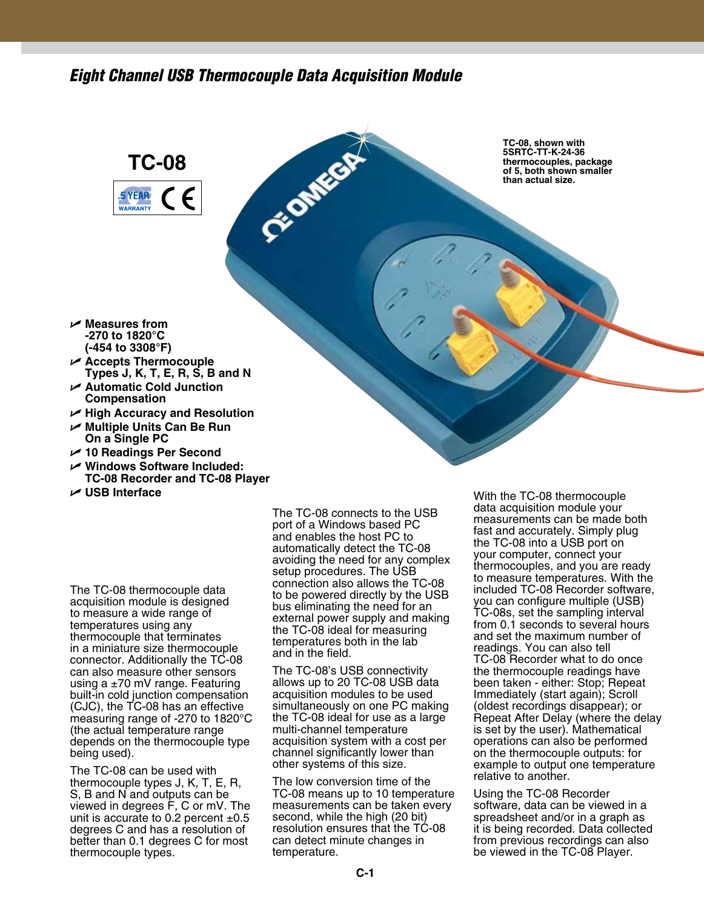# *Eight Channel USB Thermocouple Data Acquisition Module*

## TC-08

5 YEAR WARRANTY CE

TC-08, shown with 5SRTC-TT-K-24-36 thermocouples, package of 5, both shown smaller than actual size.

- **Measures from -270 to 1820°C (-454 to 3308°F)**
- **Accepts Thermocouple Types J, K, T, E, R, S, B and N**
- **Automatic Cold Junction Compensation**
- **High Accuracy and Resolution**
- **Multiple Units Can Be Run On a Single PC**
- **10 Readings Per Second**
- **Windows Software Included: TC-08 Recorder and TC-08 Player**
- **USB Interface**

The TC-08 thermocouple data acquisition module is designed to measure a wide range of temperatures using any thermocouple that terminates in a miniature size thermocouple connector. Additionally the TC-08 can also measure other sensors using a ±70 mV range. Featuring built-in cold junction compensation (CJC), the TC-08 has an effective measuring range of -270 to 1820°C (the actual temperature range depends on the thermocouple type being used).

The TC-08 can be used with thermocouple types J, K, T, E, R, S, B and N and outputs can be viewed in degrees F, C or mV. The unit is accurate to 0.2 percent ±0.5 degrees C and has a resolution of better than 0.1 degrees C for most thermocouple types.

The TC-08 connects to the USB port of a Windows based PC and enables the host PC to automatically detect the TC-08 avoiding the need for any complex setup procedures. The USB connection also allows the TC-08 to be powered directly by the USB bus eliminating the need for an external power supply and making the TC-08 ideal for measuring temperatures both in the lab and in the field.

The TC-08's USB connectivity allows up to 20 TC-08 USB data acquisition modules to be used simultaneously on one PC making the TC-08 ideal for use as a large multi-channel temperature acquisition system with a cost per channel significantly lower than other systems of this size.

The low conversion time of the TC-08 means up to 10 temperature measurements can be taken every second, while the high (20 bit) resolution ensures that the TC-08 can detect minute changes in temperature.

With the TC-08 thermocouple data acquisition module your measurements can be made both fast and accurately. Simply plug the TC-08 into a USB port on your computer, connect your thermocouples, and you are ready to measure temperatures. With the included TC-08 Recorder software, you can configure multiple (USB) TC-08s, set the sampling interval from 0.1 seconds to several hours and set the maximum number of readings. You can also tell TC-08 Recorder what to do once the thermocouple readings have been taken - either: Stop; Repeat Immediately (start again); Scroll (oldest recordings disappear); or Repeat After Delay (where the delay is set by the user). Mathematical operations can also be performed on the thermocouple outputs: for example to output one temperature relative to another.

Using the TC-08 Recorder software, data can be viewed in a spreadsheet and/or in a graph as it is being recorded. Data collected from previous recordings can also be viewed in the TC-08 Player.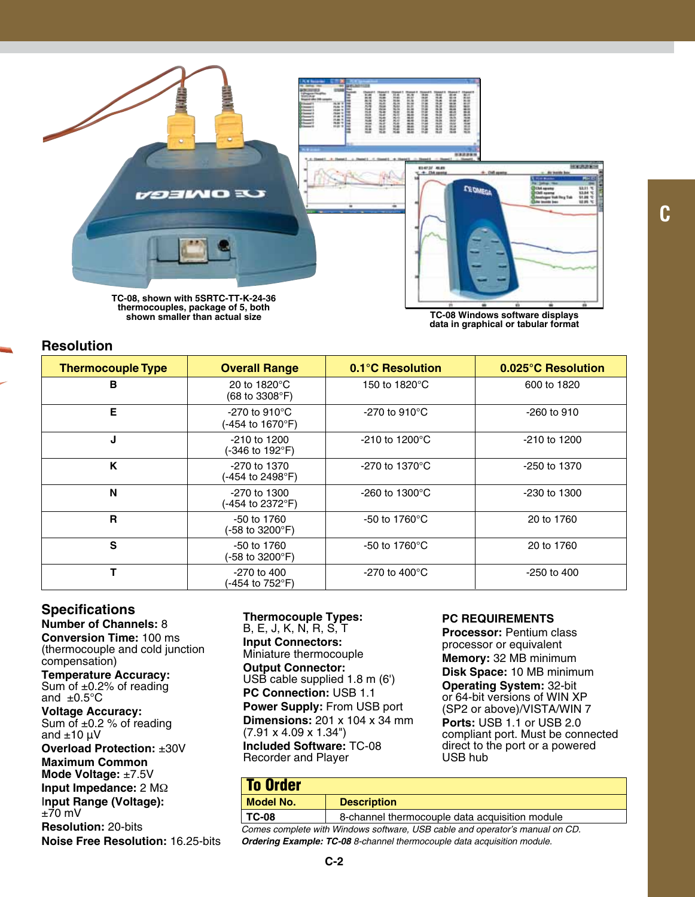TC-08, shown with 5SRTC-TT-K-24-36 thermocouples, package of 5, both shown smaller than actual size

TC-08 Windows software displays data in graphical or tabular format

## Resolution

| Thermocouple Type | Overall Range | 0.1°C Resolution | 0.025°C Resolution |
|---|---|---|---|
| B | 20 to 1820°C (68 to 3308°F) | 150 to 1820°C | 600 to 1820 |
| E | -270 to 910°C (-454 to 1670°F) | -270 to 910°C | -260 to 910 |
| J | -210 to 1200 (-346 to 192°F) | -210 to 1200°C | -210 to 1200 |
| K | -270 to 1370 (-454 to 2498°F) | -270 to 1370°C | -250 to 1370 |
| N | -270 to 1300 (-454 to 2372°F) | -260 to 1300°C | -230 to 1300 |
| R | -50 to 1760 (-58 to 3200°F) | -50 to 1760°C | 20 to 1760 |
| S | -50 to 1760 (-58 to 3200°F) | -50 to 1760°C | 20 to 1760 |
| T | -270 to 400 (-454 to 752°F) | -270 to 400°C | -250 to 400 |

## Specifications

**Number of Channels:** 8
**Conversion Time:** 100 ms (thermocouple and cold junction compensation)
**Temperature Accuracy:** Sum of ±0.2% of reading and ±0.5°C
**Voltage Accuracy:** Sum of ±0.2 % of reading and ±10 µV
**Overload Protection:** ±30V
**Maximum Common Mode Voltage:** ±7.5V
**Input Impedance:** 2 MΩ
**Input Range (Voltage):** ±70 mV
**Resolution:** 20-bits
**Noise Free Resolution:** 16.25-bits

**Thermocouple Types:** B, E, J, K, N, R, S, T
**Input Connectors:** Miniature thermocouple
**Output Connector:** USB cable supplied 1.8 m (6')
**PC Connection:** USB 1.1
**Power Supply:** From USB port
**Dimensions:** 201 x 104 x 34 mm (7.91 x 4.09 x 1.34")
**Included Software:** TC-08 Recorder and Player

**PC REQUIREMENTS**
**Processor:** Pentium class processor or equivalent
**Memory:** 32 MB minimum
**Disk Space:** 10 MB minimum
**Operating System:** 32-bit or 64-bit versions of WIN XP (SP2 or above)/VISTA/WIN 7
**Ports:** USB 1.1 or USB 2.0 compliant port. Must be connected direct to the port or a powered USB hub

## To Order

| Model No. | Description |
|---|---|
| TC-08 | 8-channel thermocouple data acquisition module |

*Comes complete with Windows software, USB cable and operator's manual on CD.*
***Ordering Example: TC-08** 8-channel thermocouple data acquisition module.*